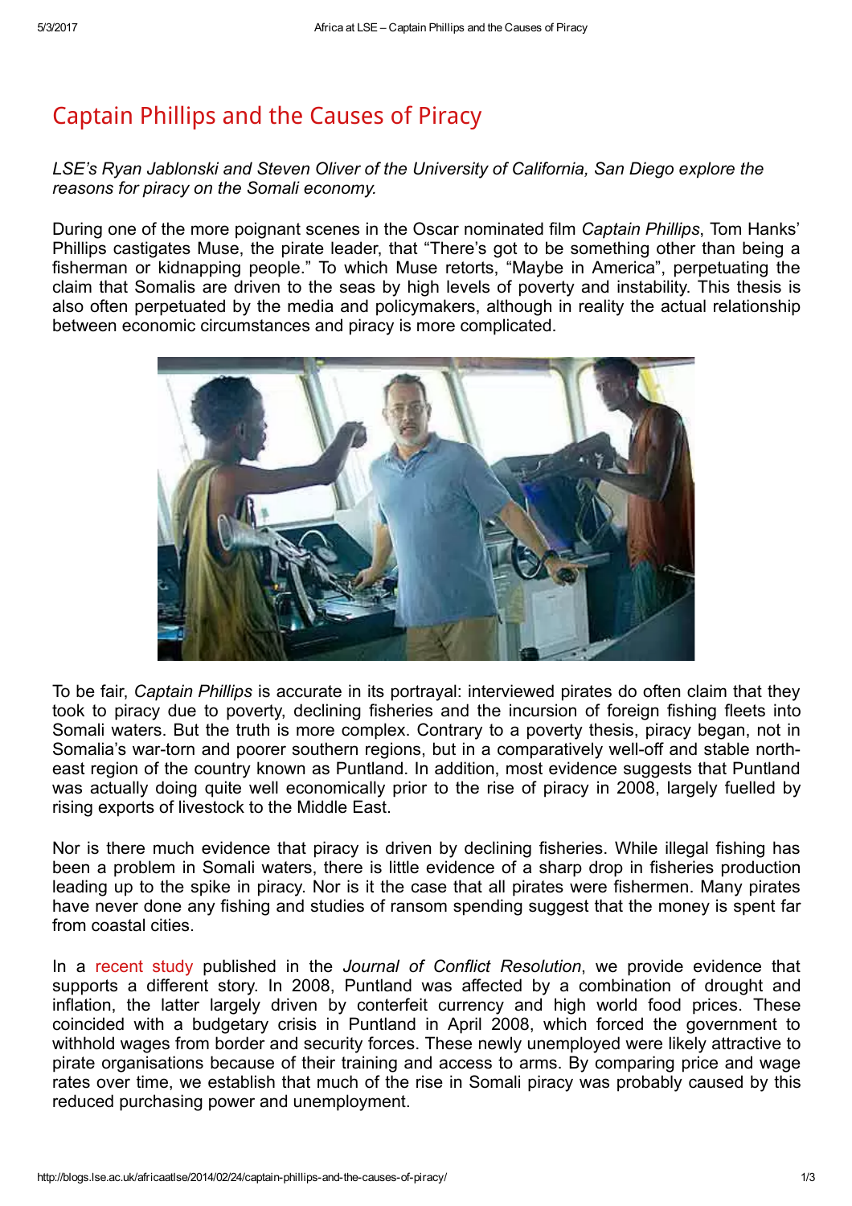# Captain Phillips and the Causes of Piracy

*LSE's Ryan Jablonski and Steven Oliver of the University of California, San Diego explore the reasons for piracy on the Somali economy.*

During one of the more poignant scenes in the Oscar nominated film *Captain Phillips*, Tom Hanks' Phillips castigates Muse, the pirate leader, that "There's got to be something other than being a fisherman or kidnapping people." To which Muse retorts, "Maybe in America", perpetuating the claim that Somalis are driven to the seas by high levels of poverty and instability. This thesis is also often perpetuated by the media and policymakers, although in reality the actual relationship between economic circumstances and piracy is more complicated.

To be fair, *Captain Phillips* is accurate in its portrayal: interviewed pirates do often claim that they took to piracy due to poverty, declining fisheries and the incursion of foreign fishing fleets into Somali waters. But the truth is more complex. Contrary to a poverty thesis, piracy began, not in Somalia's war-torn and poorer southern regions, but in a comparatively well-off and stable north-east region of the country known as Puntland. In addition, most evidence suggests that Puntland was actually doing quite well economically prior to the rise of piracy in 2008, largely fuelled by rising exports of livestock to the Middle East.

Nor is there much evidence that piracy is driven by declining fisheries. While illegal fishing has been a problem in Somali waters, there is little evidence of a sharp drop in fisheries production leading up to the spike in piracy. Nor is it the case that all pirates were fishermen. Many pirates have never done any fishing and studies of ransom spending suggest that the money is spent far from coastal cities.

In a recent study published in the *Journal of Conflict Resolution*, we provide evidence that supports a different story. In 2008, Puntland was affected by a combination of drought and inflation, the latter largely driven by conterfeit currency and high world food prices. These coincided with a budgetary crisis in Puntland in April 2008, which forced the government to withhold wages from border and security forces. These newly unemployed were likely attractive to pirate organisations because of their training and access to arms. By comparing price and wage rates over time, we establish that much of the rise in Somali piracy was probably caused by this reduced purchasing power and unemployment.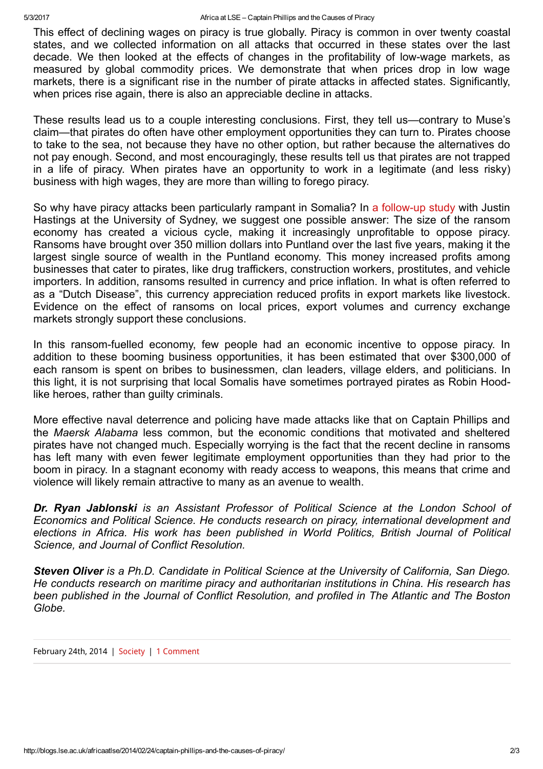This effect of declining wages on piracy is true globally. Piracy is common in over twenty coastal states, and we collected information on all attacks that occurred in these states over the last decade. We then looked at the effects of changes in the profitability of low-wage markets, as measured by global commodity prices. We demonstrate that when prices drop in low wage markets, there is a significant rise in the number of pirate attacks in affected states. Significantly, when prices rise again, there is also an appreciable decline in attacks.

These results lead us to a couple interesting conclusions. First, they tell us—contrary to Muse's claim—that pirates do often have other employment opportunities they can turn to. Pirates choose to take to the sea, not because they have no other option, but rather because the alternatives do not pay enough. Second, and most encouragingly, these results tell us that pirates are not trapped in a life of piracy. When pirates have an opportunity to work in a legitimate (and less risky) business with high wages, they are more than willing to forego piracy.

So why have piracy attacks been particularly rampant in Somalia? In a follow-up study with Justin Hastings at the University of Sydney, we suggest one possible answer: The size of the ransom economy has created a vicious cycle, making it increasingly unprofitable to oppose piracy. Ransoms have brought over 350 million dollars into Puntland over the last five years, making it the largest single source of wealth in the Puntland economy. This money increased profits among businesses that cater to pirates, like drug traffickers, construction workers, prostitutes, and vehicle importers. In addition, ransoms resulted in currency and price inflation. In what is often referred to as a "Dutch Disease", this currency appreciation reduced profits in export markets like livestock. Evidence on the effect of ransoms on local prices, export volumes and currency exchange markets strongly support these conclusions.

In this ransom-fuelled economy, few people had an economic incentive to oppose piracy. In addition to these booming business opportunities, it has been estimated that over $300,000 of each ransom is spent on bribes to businessmen, clan leaders, village elders, and politicians. In this light, it is not surprising that local Somalis have sometimes portrayed pirates as Robin Hood-like heroes, rather than guilty criminals.

More effective naval deterrence and policing have made attacks like that on Captain Phillips and the *Maersk Alabama* less common, but the economic conditions that motivated and sheltered pirates have not changed much. Especially worrying is the fact that the recent decline in ransoms has left many with even fewer legitimate employment opportunities than they had prior to the boom in piracy. In a stagnant economy with ready access to weapons, this means that crime and violence will likely remain attractive to many as an avenue to wealth.

***Dr. Ryan Jablonski*** *is an Assistant Professor of Political Science at the London School of Economics and Political Science. He conducts research on piracy, international development and elections in Africa. His work has been published in World Politics, British Journal of Political Science, and Journal of Conflict Resolution.*

***Steven Oliver*** *is a Ph.D. Candidate in Political Science at the University of California, San Diego. He conducts research on maritime piracy and authoritarian institutions in China. His research has been published in the Journal of Conflict Resolution, and profiled in The Atlantic and The Boston Globe.*

February 24th, 2014 | Society | 1 Comment